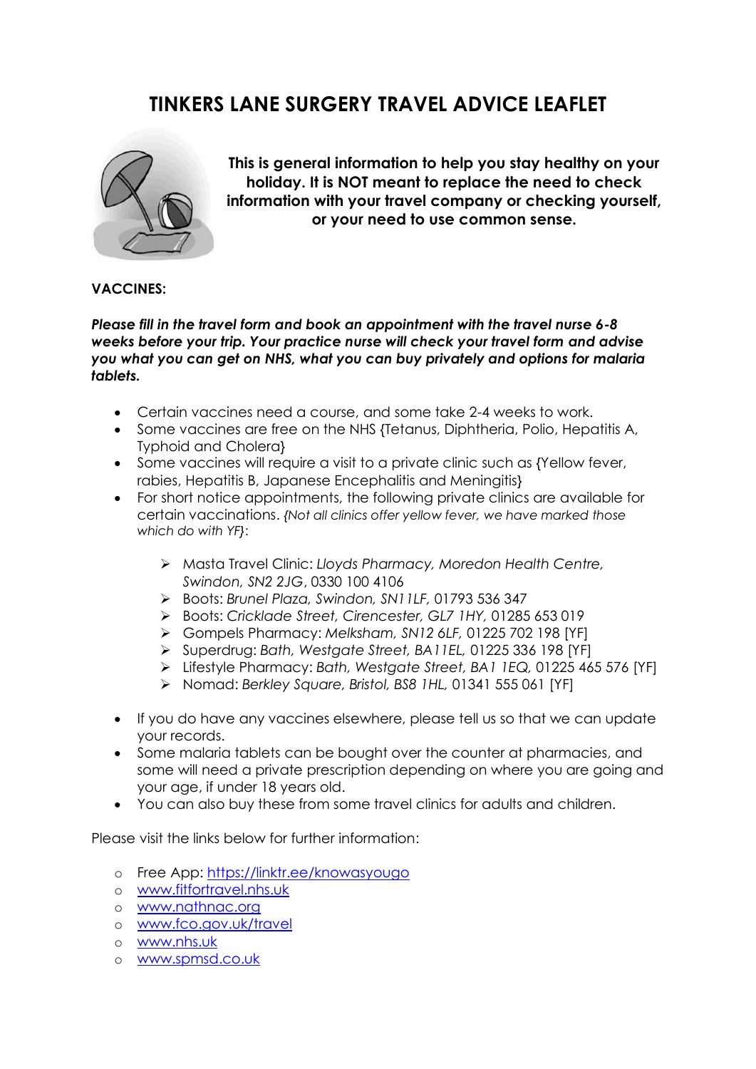# TINKERS LANE SURGERY TRAVEL ADVICE LEAFLET

**This is general information to help you stay healthy on your holiday. It is NOT meant to replace the need to check information with your travel company or checking yourself, or your need to use common sense.**

**VACCINES:**

***Please fill in the travel form and book an appointment with the travel nurse 6-8 weeks before your trip. Your practice nurse will check your travel form and advise you what you can get on NHS, what you can buy privately and options for malaria tablets.***

- Certain vaccines need a course, and some take 2-4 weeks to work.
- Some vaccines are free on the NHS {Tetanus, Diphtheria, Polio, Hepatitis A, Typhoid and Cholera}
- Some vaccines will require a visit to a private clinic such as {Yellow fever, rabies, Hepatitis B, Japanese Encephalitis and Meningitis}
- For short notice appointments, the following private clinics are available for certain vaccinations. *{Not all clinics offer yellow fever, we have marked those which do with YF}*:
    - Masta Travel Clinic: *Lloyds Pharmacy, Moredon Health Centre, Swindon, SN2 2JG*, 0330 100 4106
    - Boots: *Brunel Plaza, Swindon, SN11LF*, 01793 536 347
    - Boots: *Cricklade Street, Cirencester, GL7 1HY*, 01285 653 019
    - Gompels Pharmacy: *Melksham, SN12 6LF*, 01225 702 198 [YF]
    - Superdrug: *Bath, Westgate Street, BA11EL*, 01225 336 198 [YF]
    - Lifestyle Pharmacy: *Bath, Westgate Street, BA1 1EQ*, 01225 465 576 [YF]
    - Nomad: *Berkley Square, Bristol, BS8 1HL*, 01341 555 061 [YF]
- If you do have any vaccines elsewhere, please tell us so that we can update your records.
- Some malaria tablets can be bought over the counter at pharmacies, and some will need a private prescription depending on where you are going and your age, if under 18 years old.
- You can also buy these from some travel clinics for adults and children.

Please visit the links below for further information:

- Free App: https://linktr.ee/knowasyougo
- www.fitfortravel.nhs.uk
- www.nathnac.org
- www.fco.gov.uk/travel
- www.nhs.uk
- www.spmsd.co.uk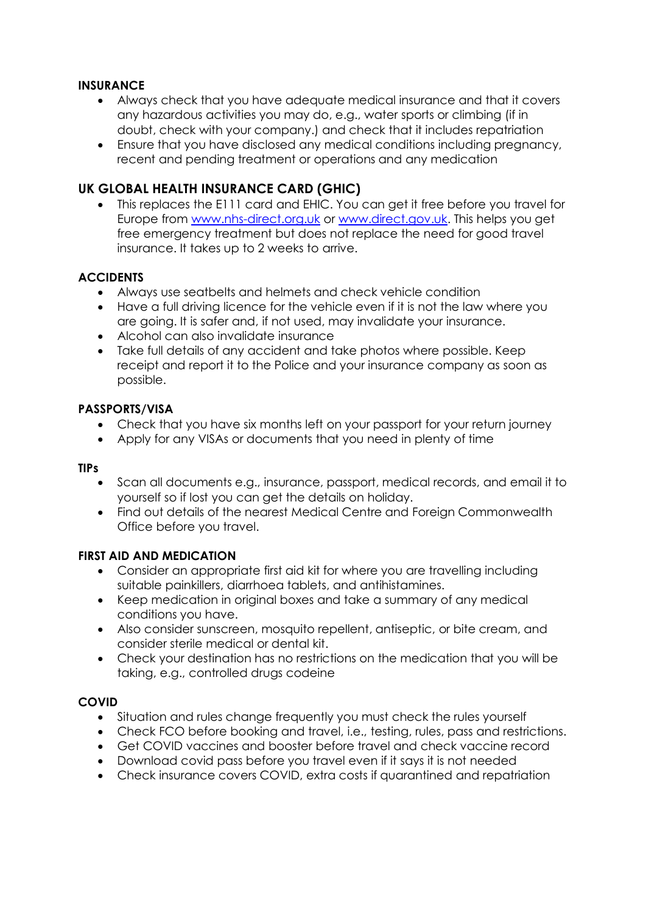**INSURANCE**

- Always check that you have adequate medical insurance and that it covers any hazardous activities you may do, e.g., water sports or climbing (if in doubt, check with your company.) and check that it includes repatriation
- Ensure that you have disclosed any medical conditions including pregnancy, recent and pending treatment or operations and any medication

## UK GLOBAL HEALTH INSURANCE CARD (GHIC)

- This replaces the E111 card and EHIC. You can get it free before you travel for Europe from [www.nhs-direct.org.uk](www.nhs-direct.org.uk) or [www.direct.gov.uk](www.direct.gov.uk). This helps you get free emergency treatment but does not replace the need for good travel insurance. It takes up to 2 weeks to arrive.

**ACCIDENTS**

- Always use seatbelts and helmets and check vehicle condition
- Have a full driving licence for the vehicle even if it is not the law where you are going. It is safer and, if not used, may invalidate your insurance.
- Alcohol can also invalidate insurance
- Take full details of any accident and take photos where possible. Keep receipt and report it to the Police and your insurance company as soon as possible.

**PASSPORTS/VISA**

- Check that you have six months left on your passport for your return journey
- Apply for any VISAs or documents that you need in plenty of time

**TIPs**

- Scan all documents e.g., insurance, passport, medical records, and email it to yourself so if lost you can get the details on holiday.
- Find out details of the nearest Medical Centre and Foreign Commonwealth Office before you travel.

**FIRST AID AND MEDICATION**

- Consider an appropriate first aid kit for where you are travelling including suitable painkillers, diarrhoea tablets, and antihistamines.
- Keep medication in original boxes and take a summary of any medical conditions you have.
- Also consider sunscreen, mosquito repellent, antiseptic, or bite cream, and consider sterile medical or dental kit.
- Check your destination has no restrictions on the medication that you will be taking, e.g., controlled drugs codeine

**COVID**

- Situation and rules change frequently you must check the rules yourself
- Check FCO before booking and travel, i.e., testing, rules, pass and restrictions.
- Get COVID vaccines and booster before travel and check vaccine record
- Download covid pass before you travel even if it says it is not needed
- Check insurance covers COVID, extra costs if quarantined and repatriation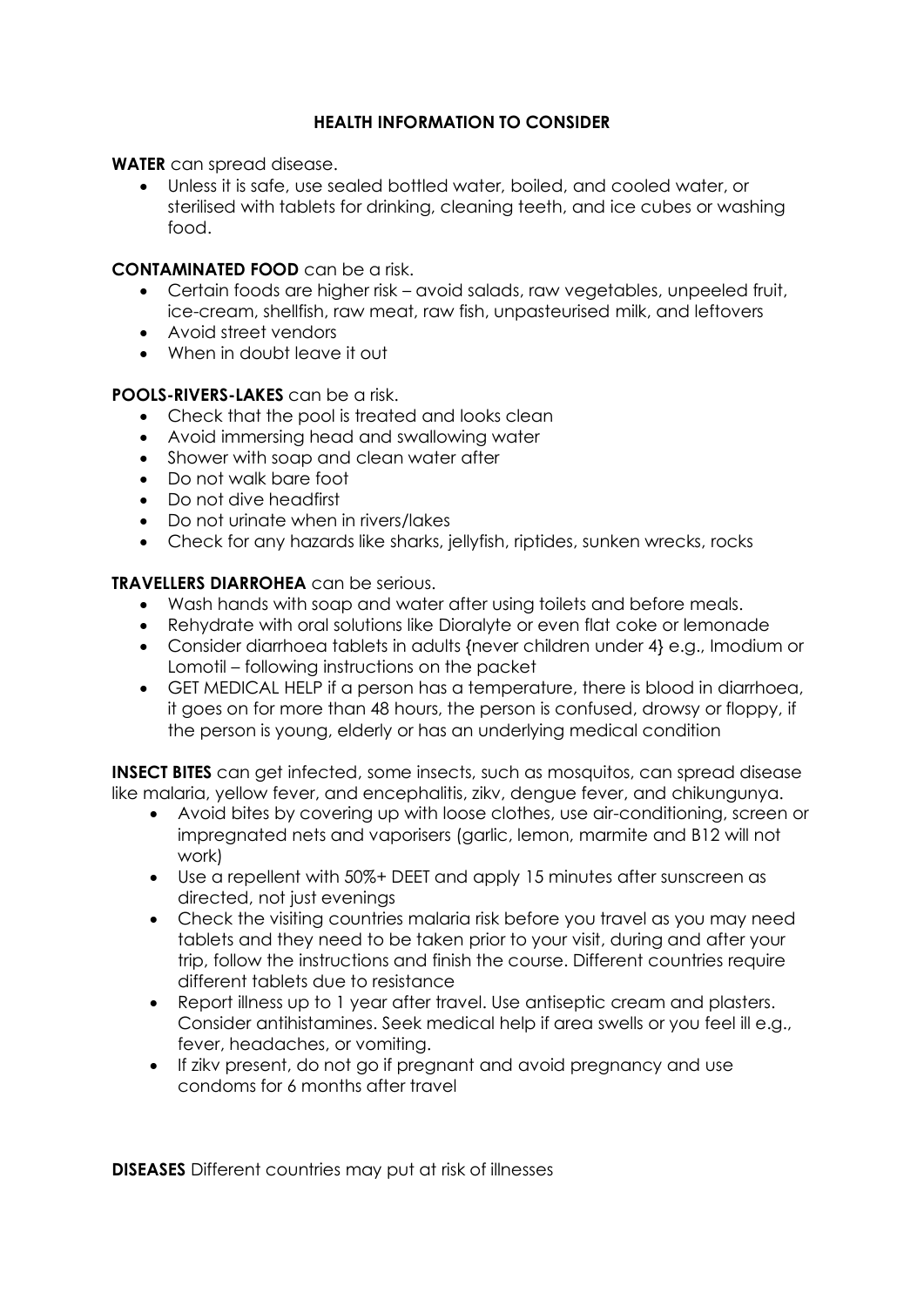## HEALTH INFORMATION TO CONSIDER

**WATER** can spread disease.

- Unless it is safe, use sealed bottled water, boiled, and cooled water, or sterilised with tablets for drinking, cleaning teeth, and ice cubes or washing food.

**CONTAMINATED FOOD** can be a risk.

- Certain foods are higher risk – avoid salads, raw vegetables, unpeeled fruit, ice-cream, shellfish, raw meat, raw fish, unpasteurised milk, and leftovers
- Avoid street vendors
- When in doubt leave it out

**POOLS-RIVERS-LAKES** can be a risk.

- Check that the pool is treated and looks clean
- Avoid immersing head and swallowing water
- Shower with soap and clean water after
- Do not walk bare foot
- Do not dive headfirst
- Do not urinate when in rivers/lakes
- Check for any hazards like sharks, jellyfish, riptides, sunken wrecks, rocks

**TRAVELLERS DIARROHEA** can be serious.

- Wash hands with soap and water after using toilets and before meals.
- Rehydrate with oral solutions like Dioralyte or even flat coke or lemonade
- Consider diarrhoea tablets in adults {never children under 4} e.g., Imodium or Lomotil – following instructions on the packet
- GET MEDICAL HELP if a person has a temperature, there is blood in diarrhoea, it goes on for more than 48 hours, the person is confused, drowsy or floppy, if the person is young, elderly or has an underlying medical condition

**INSECT BITES** can get infected, some insects, such as mosquitos, can spread disease like malaria, yellow fever, and encephalitis, zikv, dengue fever, and chikungunya.

- Avoid bites by covering up with loose clothes, use air-conditioning, screen or impregnated nets and vaporisers (garlic, lemon, marmite and B12 will not work)
- Use a repellent with 50%+ DEET and apply 15 minutes after sunscreen as directed, not just evenings
- Check the visiting countries malaria risk before you travel as you may need tablets and they need to be taken prior to your visit, during and after your trip, follow the instructions and finish the course. Different countries require different tablets due to resistance
- Report illness up to 1 year after travel. Use antiseptic cream and plasters. Consider antihistamines. Seek medical help if area swells or you feel ill e.g., fever, headaches, or vomiting.
- If zikv present, do not go if pregnant and avoid pregnancy and use condoms for 6 months after travel

**DISEASES** Different countries may put at risk of illnesses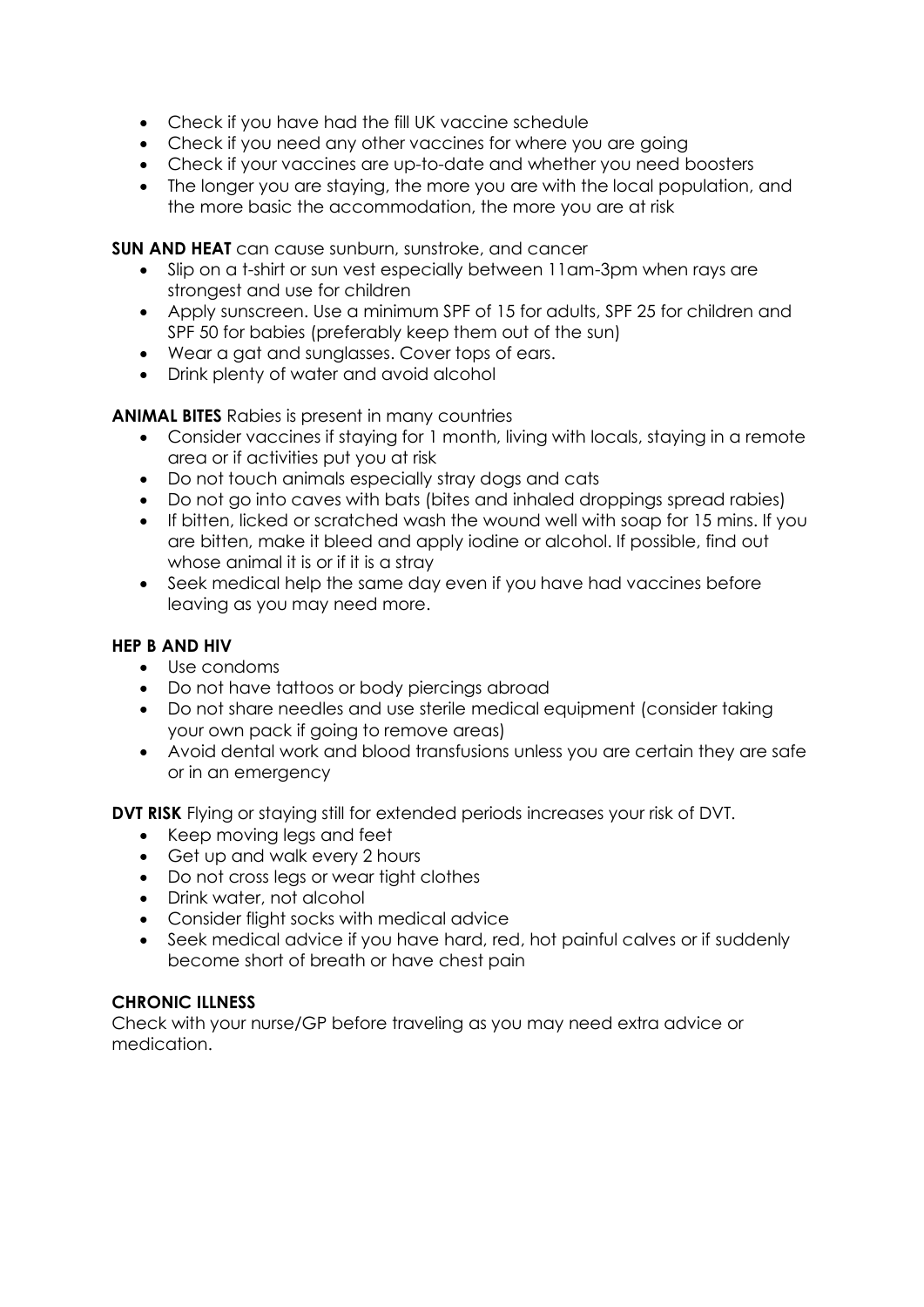- Check if you have had the fill UK vaccine schedule
- Check if you need any other vaccines for where you are going
- Check if your vaccines are up-to-date and whether you need boosters
- The longer you are staying, the more you are with the local population, and the more basic the accommodation, the more you are at risk

**SUN AND HEAT** can cause sunburn, sunstroke, and cancer

- Slip on a t-shirt or sun vest especially between 11am-3pm when rays are strongest and use for children
- Apply sunscreen. Use a minimum SPF of 15 for adults, SPF 25 for children and SPF 50 for babies (preferably keep them out of the sun)
- Wear a gat and sunglasses. Cover tops of ears.
- Drink plenty of water and avoid alcohol

**ANIMAL BITES** Rabies is present in many countries

- Consider vaccines if staying for 1 month, living with locals, staying in a remote area or if activities put you at risk
- Do not touch animals especially stray dogs and cats
- Do not go into caves with bats (bites and inhaled droppings spread rabies)
- If bitten, licked or scratched wash the wound well with soap for 15 mins. If you are bitten, make it bleed and apply iodine or alcohol. If possible, find out whose animal it is or if it is a stray
- Seek medical help the same day even if you have had vaccines before leaving as you may need more.

**HEP B AND HIV**

- Use condoms
- Do not have tattoos or body piercings abroad
- Do not share needles and use sterile medical equipment (consider taking your own pack if going to remove areas)
- Avoid dental work and blood transfusions unless you are certain they are safe or in an emergency

**DVT RISK** Flying or staying still for extended periods increases your risk of DVT.

- Keep moving legs and feet
- Get up and walk every 2 hours
- Do not cross legs or wear tight clothes
- Drink water, not alcohol
- Consider flight socks with medical advice
- Seek medical advice if you have hard, red, hot painful calves or if suddenly become short of breath or have chest pain

**CHRONIC ILLNESS**

Check with your nurse/GP before traveling as you may need extra advice or medication.